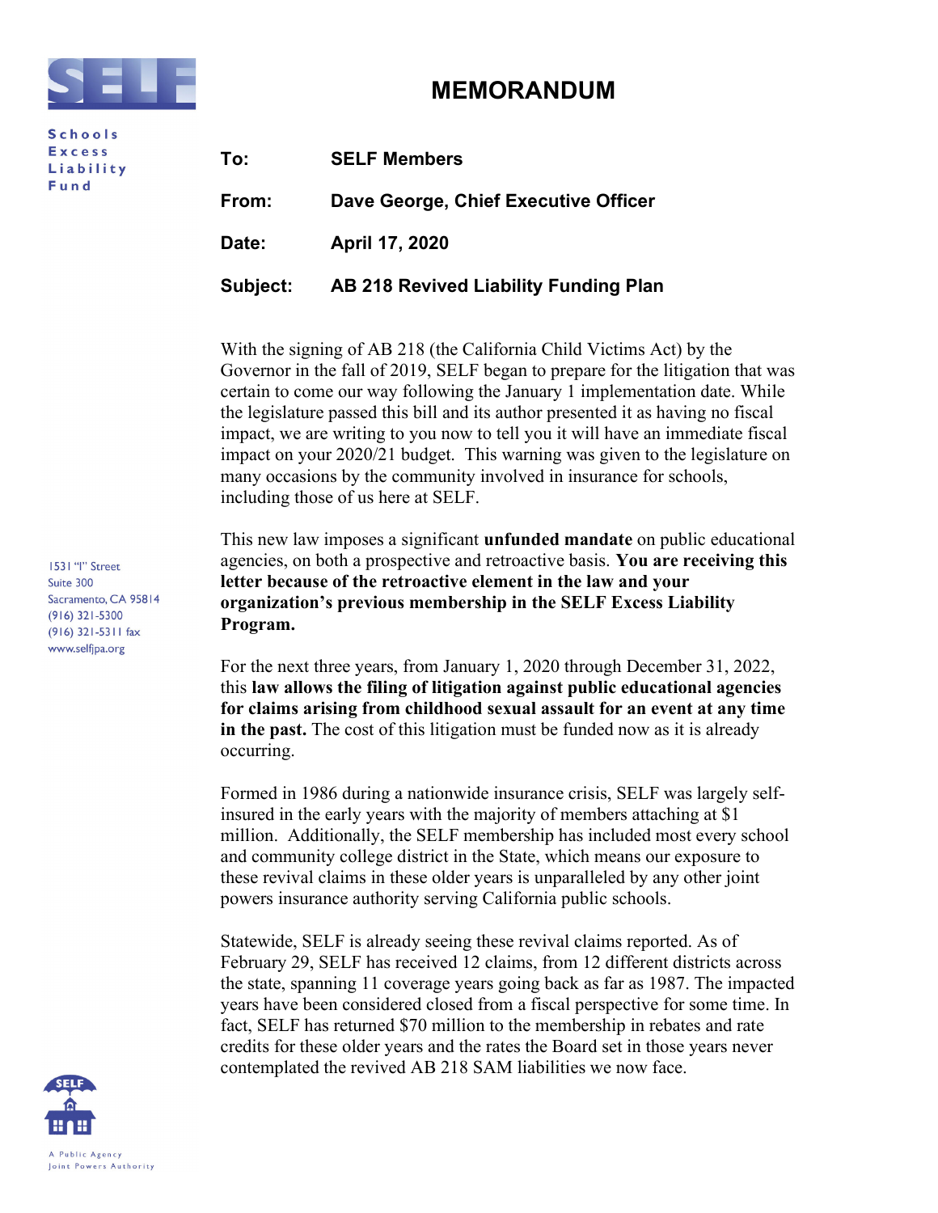Schools Excess Liability Fund

1531 "I" Street
Suite 300
Sacramento, CA 95814
(916) 321-5300
(916) 321-5311 fax
www.selfjpa.org

# MEMORANDUM

**To:** SELF Members

**From:** Dave George, Chief Executive Officer

**Date:** April 17, 2020

**Subject:** AB 218 Revived Liability Funding Plan

With the signing of AB 218 (the California Child Victims Act) by the Governor in the fall of 2019, SELF began to prepare for the litigation that was certain to come our way following the January 1 implementation date. While the legislature passed this bill and its author presented it as having no fiscal impact, we are writing to you now to tell you it will have an immediate fiscal impact on your 2020/21 budget. This warning was given to the legislature on many occasions by the community involved in insurance for schools, including those of us here at SELF.

This new law imposes a significant **unfunded mandate** on public educational agencies, on both a prospective and retroactive basis. **You are receiving this letter because of the retroactive element in the law and your organization's previous membership in the SELF Excess Liability Program.**

For the next three years, from January 1, 2020 through December 31, 2022, this **law allows the filing of litigation against public educational agencies for claims arising from childhood sexual assault for an event at any time in the past.** The cost of this litigation must be funded now as it is already occurring.

Formed in 1986 during a nationwide insurance crisis, SELF was largely self-insured in the early years with the majority of members attaching at $1 million. Additionally, the SELF membership has included most every school and community college district in the State, which means our exposure to these revival claims in these older years is unparalleled by any other joint powers insurance authority serving California public schools.

Statewide, SELF is already seeing these revival claims reported. As of February 29, SELF has received 12 claims, from 12 different districts across the state, spanning 11 coverage years going back as far as 1987. The impacted years have been considered closed from a fiscal perspective for some time. In fact, SELF has returned $70 million to the membership in rebates and rate credits for these older years and the rates the Board set in those years never contemplated the revived AB 218 SAM liabilities we now face.

A Public Agency Joint Powers Authority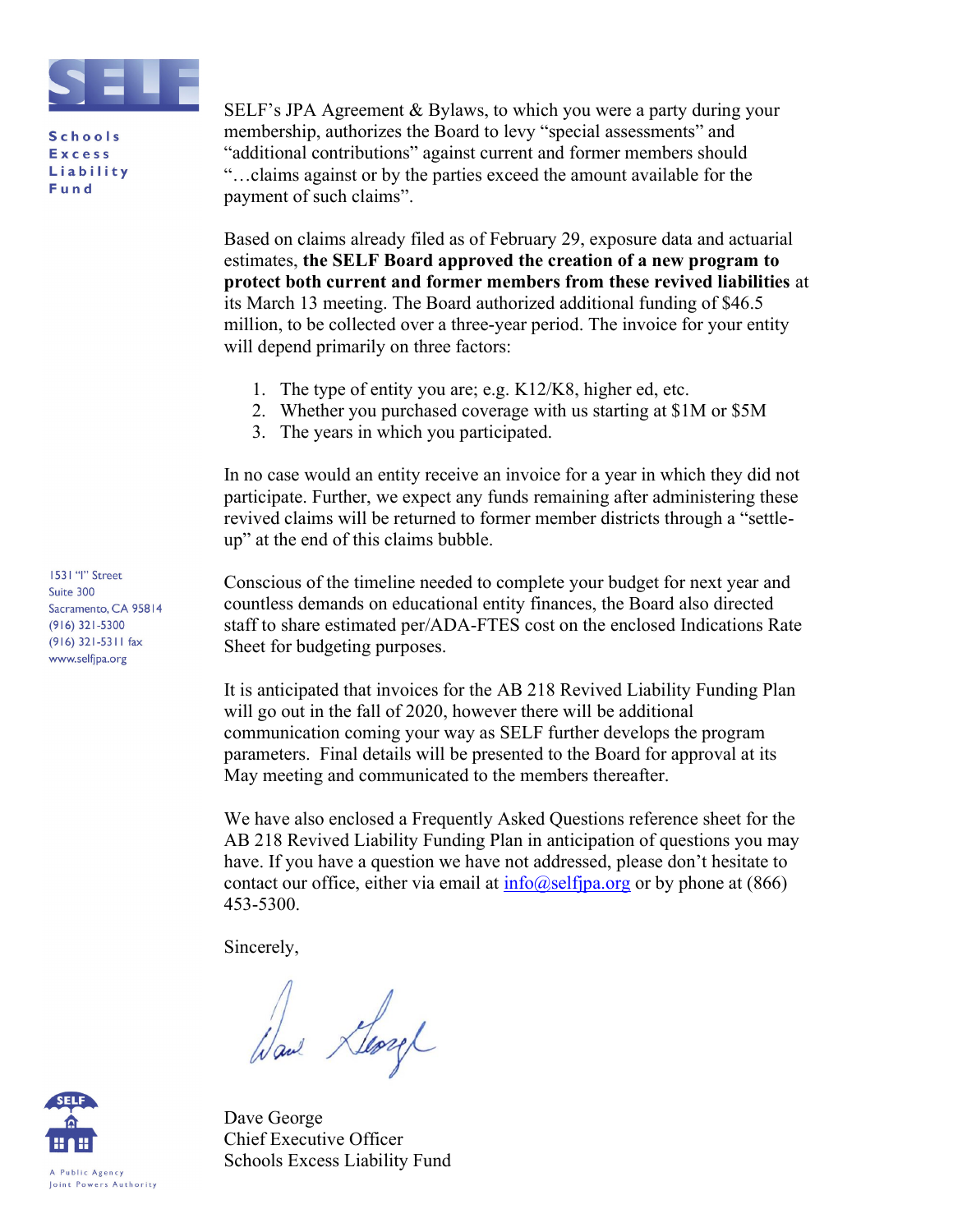SELF

Schools Excess Liability Fund

SELF's JPA Agreement & Bylaws, to which you were a party during your membership, authorizes the Board to levy "special assessments" and "additional contributions" against current and former members should "…claims against or by the parties exceed the amount available for the payment of such claims".

Based on claims already filed as of February 29, exposure data and actuarial estimates, **the SELF Board approved the creation of a new program to protect both current and former members from these revived liabilities** at its March 13 meeting. The Board authorized additional funding of $46.5 million, to be collected over a three-year period. The invoice for your entity will depend primarily on three factors:

1. The type of entity you are; e.g. K12/K8, higher ed, etc.
2. Whether you purchased coverage with us starting at $1M or $5M
3. The years in which you participated.

In no case would an entity receive an invoice for a year in which they did not participate. Further, we expect any funds remaining after administering these revived claims will be returned to former member districts through a "settle-up" at the end of this claims bubble.

1531 "I" Street
Suite 300
Sacramento, CA 95814
(916) 321-5300
(916) 321-5311 fax
www.selfjpa.org

Conscious of the timeline needed to complete your budget for next year and countless demands on educational entity finances, the Board also directed staff to share estimated per/ADA-FTES cost on the enclosed Indications Rate Sheet for budgeting purposes.

It is anticipated that invoices for the AB 218 Revived Liability Funding Plan will go out in the fall of 2020, however there will be additional communication coming your way as SELF further develops the program parameters. Final details will be presented to the Board for approval at its May meeting and communicated to the members thereafter.

We have also enclosed a Frequently Asked Questions reference sheet for the AB 218 Revived Liability Funding Plan in anticipation of questions you may have. If you have a question we have not addressed, please don't hesitate to contact our office, either via email at info@selfjpa.org or by phone at (866) 453-5300.

Sincerely,

Dave George
Chief Executive Officer
Schools Excess Liability Fund

A Public Agency
Joint Powers Authority